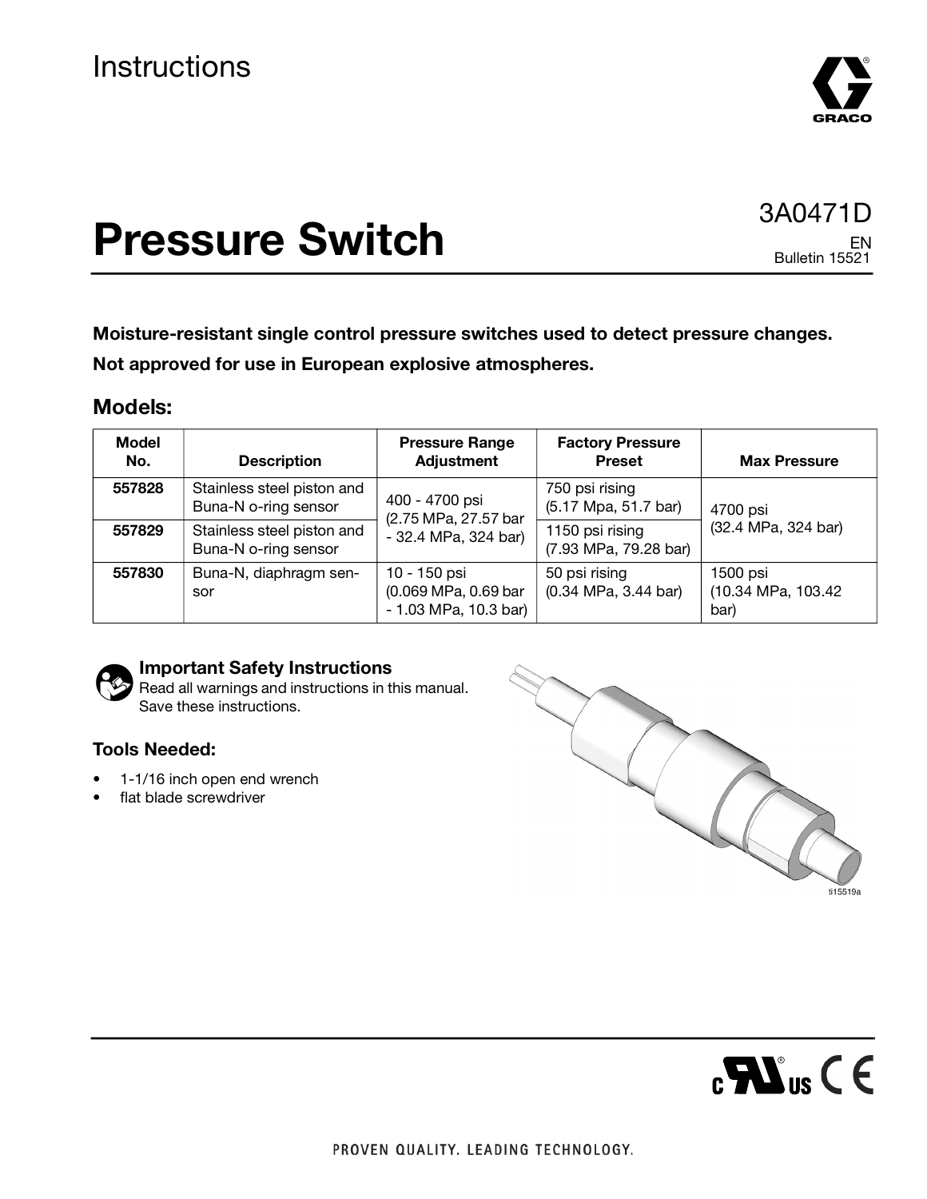Instructions

# Pressure Switch

3A0471D

EN

Bulletin 15521

**Moisture-resistant single control pressure switches used to detect pressure changes.**

**Not approved for use in European explosive atmospheres.**

## Models:

| Model No. | Description | Pressure Range Adjustment | Factory Pressure Preset | Max Pressure |
|---|---|---|---|---|
| **557828** | Stainless steel piston and Buna-N o-ring sensor | 400 - 4700 psi (2.75 MPa, 27.57 bar - 32.4 MPa, 324 bar) | 750 psi rising (5.17 Mpa, 51.7 bar) | 4700 psi (32.4 MPa, 324 bar) |
| **557829** | Stainless steel piston and Buna-N o-ring sensor | | 1150 psi rising (7.93 MPa, 79.28 bar) | |
| **557830** | Buna-N, diaphragm sensor | 10 - 150 psi (0.069 MPa, 0.69 bar - 1.03 MPa, 10.3 bar) | 50 psi rising (0.34 MPa, 3.44 bar) | 1500 psi (10.34 MPa, 103.42 bar) |

### Important Safety Instructions

Read all warnings and instructions in this manual. Save these instructions.

### Tools Needed:

- 1-1/16 inch open end wrench
- flat blade screwdriver

ti15519a

PROVEN QUALITY. LEADING TECHNOLOGY.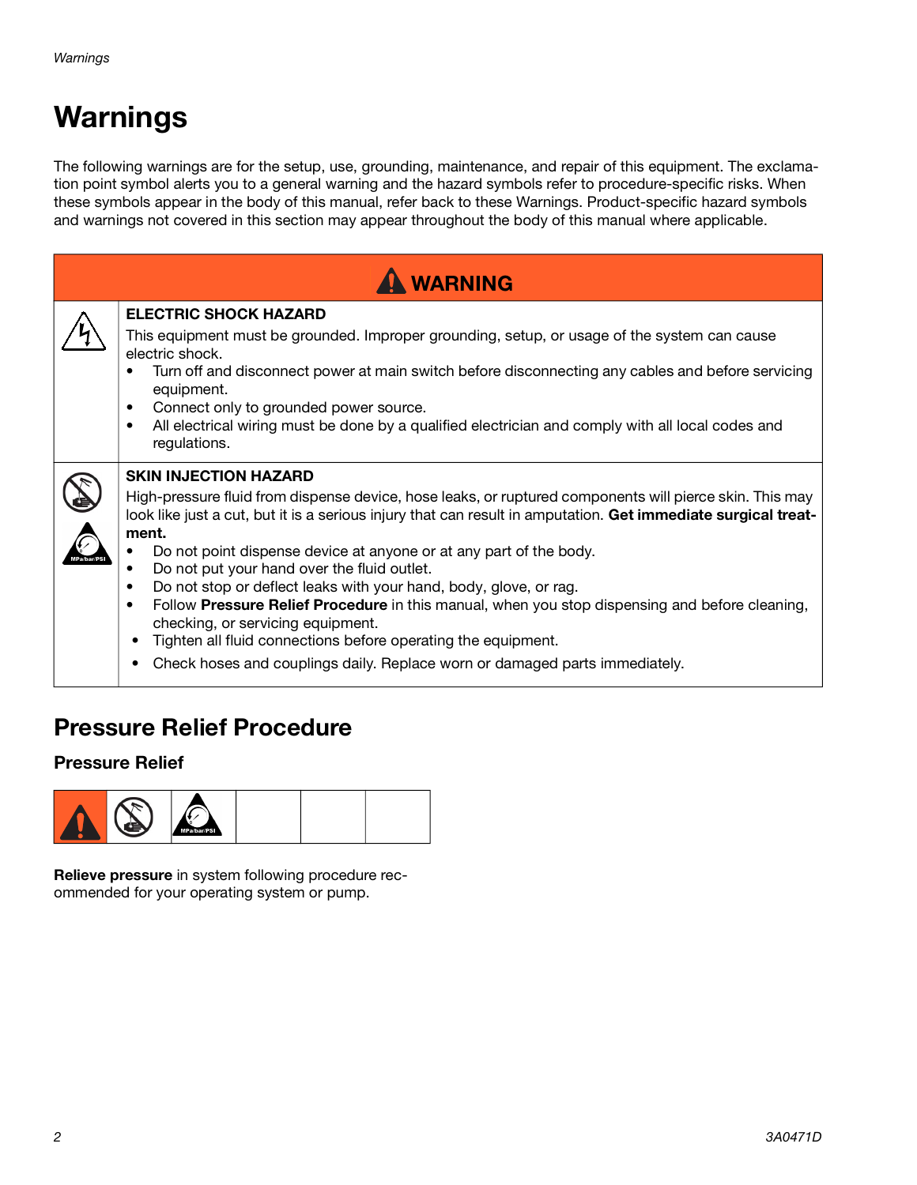# Warnings

The following warnings are for the setup, use, grounding, maintenance, and repair of this equipment. The exclamation point symbol alerts you to a general warning and the hazard symbols refer to procedure-specific risks. When these symbols appear in the body of this manual, refer back to these Warnings. Product-specific hazard symbols and warnings not covered in this section may appear throughout the body of this manual where applicable.

## WARNING

**ELECTRIC SHOCK HAZARD**

This equipment must be grounded. Improper grounding, setup, or usage of the system can cause electric shock.

- Turn off and disconnect power at main switch before disconnecting any cables and before servicing equipment.
- Connect only to grounded power source.
- All electrical wiring must be done by a qualified electrician and comply with all local codes and regulations.

**SKIN INJECTION HAZARD**

High-pressure fluid from dispense device, hose leaks, or ruptured components will pierce skin. This may look like just a cut, but it is a serious injury that can result in amputation. **Get immediate surgical treatment.**

- Do not point dispense device at anyone or at any part of the body.
- Do not put your hand over the fluid outlet.
- Do not stop or deflect leaks with your hand, body, glove, or rag.
- Follow **Pressure Relief Procedure** in this manual, when you stop dispensing and before cleaning, checking, or servicing equipment.
- Tighten all fluid connections before operating the equipment.
- Check hoses and couplings daily. Replace worn or damaged parts immediately.

## Pressure Relief Procedure

### Pressure Relief

**Relieve pressure** in system following procedure recommended for your operating system or pump.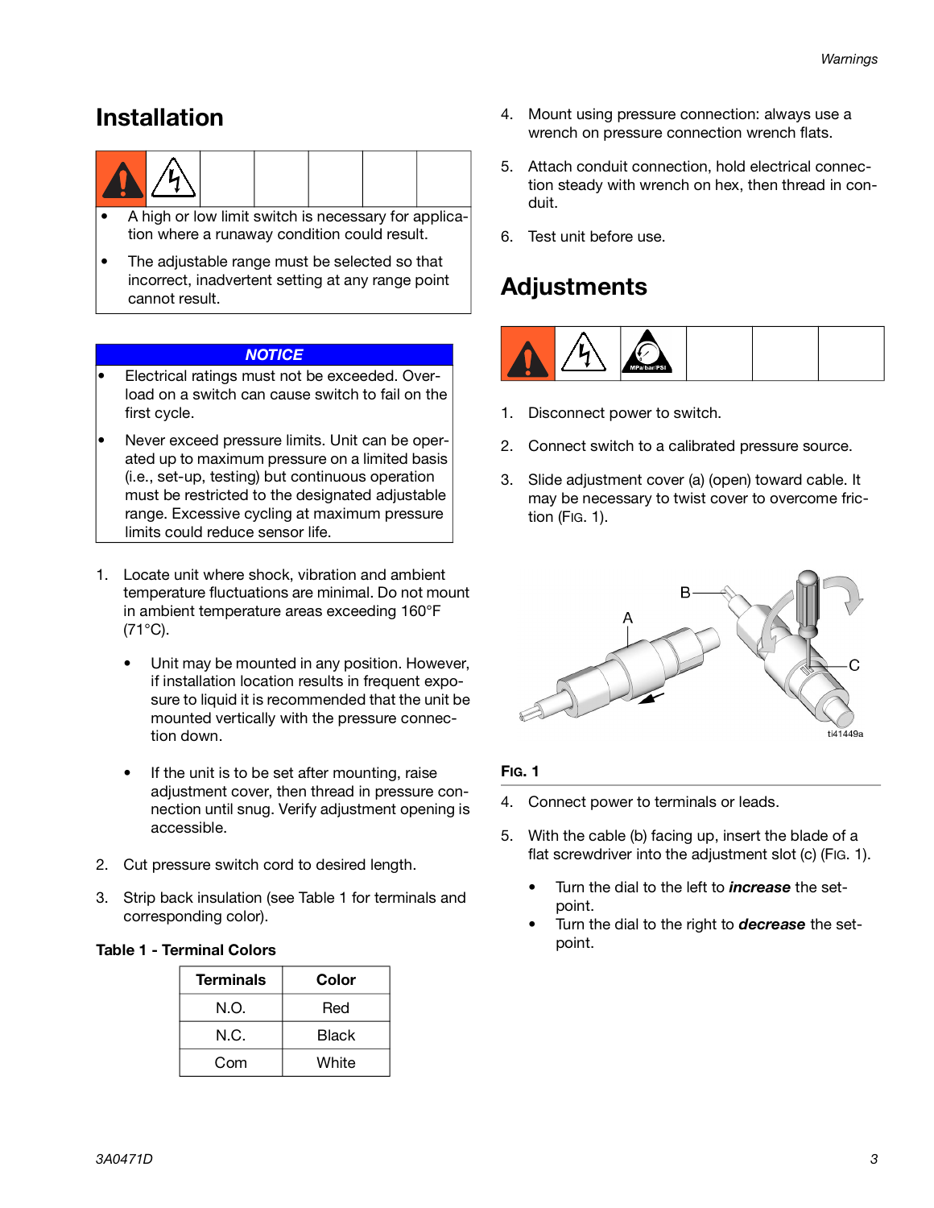# Installation

- A high or low limit switch is necessary for application where a runaway condition could result.
- The adjustable range must be selected so that incorrect, inadvertent setting at any range point cannot result.

***NOTICE***

- Electrical ratings must not be exceeded. Overload on a switch can cause switch to fail on the first cycle.
- Never exceed pressure limits. Unit can be operated up to maximum pressure on a limited basis (i.e., set-up, testing) but continuous operation must be restricted to the designated adjustable range. Excessive cycling at maximum pressure limits could reduce sensor life.

1. Locate unit where shock, vibration and ambient temperature fluctuations are minimal. Do not mount in ambient temperature areas exceeding 160°F (71°C).
   - Unit may be mounted in any position. However, if installation location results in frequent exposure to liquid it is recommended that the unit be mounted vertically with the pressure connection down.
   - If the unit is to be set after mounting, raise adjustment cover, then thread in pressure connection until snug. Verify adjustment opening is accessible.
2. Cut pressure switch cord to desired length.
3. Strip back insulation (see Table 1 for terminals and corresponding color).

**Table 1 - Terminal Colors**

| Terminals | Color |
| --- | --- |
| N.O. | Red |
| N.C. | Black |
| Com | White |

4. Mount using pressure connection: always use a wrench on pressure connection wrench flats.
5. Attach conduit connection, hold electrical connection steady with wrench on hex, then thread in conduit.
6. Test unit before use.

# Adjustments

1. Disconnect power to switch.
2. Connect switch to a calibrated pressure source.
3. Slide adjustment cover (a) (open) toward cable. It may be necessary to twist cover to overcome friction (FIG. 1).

**FIG. 1**

4. Connect power to terminals or leads.
5. With the cable (b) facing up, insert the blade of a flat screwdriver into the adjustment slot (c) (FIG. 1).
   - Turn the dial to the left to ***increase*** the setpoint.
   - Turn the dial to the right to ***decrease*** the setpoint.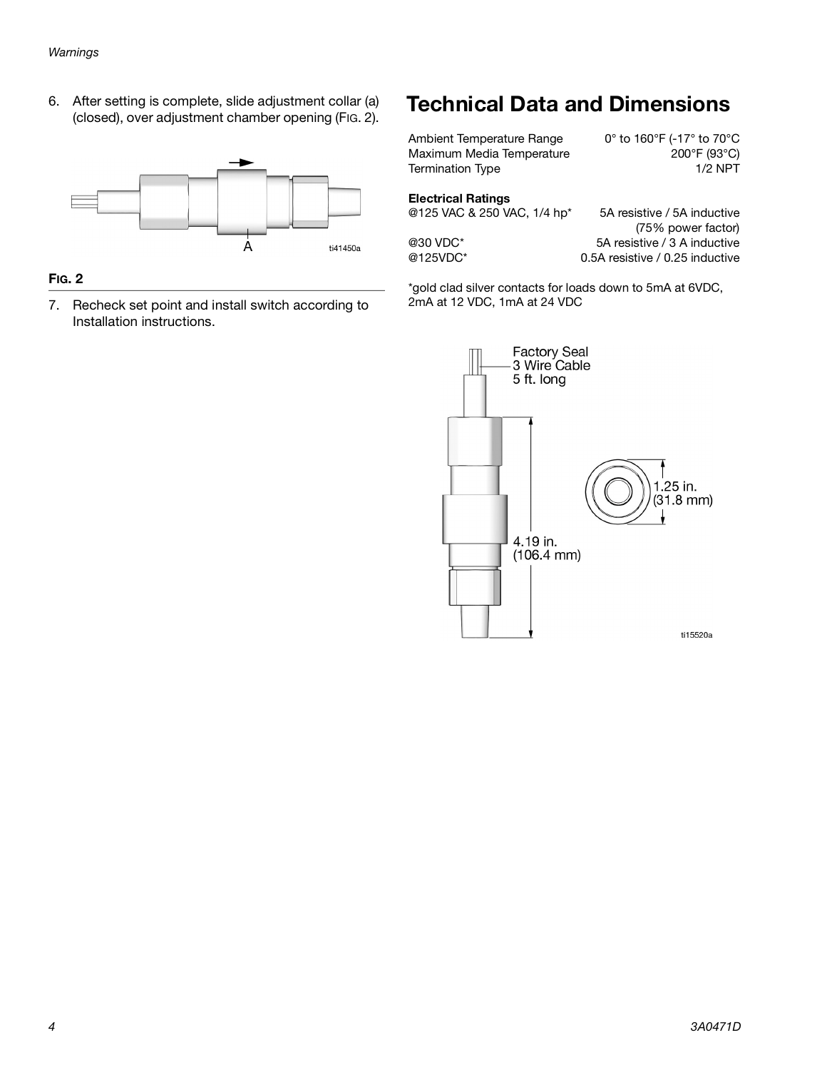6. After setting is complete, slide adjustment collar (a) (closed), over adjustment chamber opening (Fig. 2).

**Fig. 2**

7. Recheck set point and install switch according to Installation instructions.

# Technical Data and Dimensions

| | |
|---|---|
| Ambient Temperature Range | 0° to 160°F (-17° to 70°C |
| Maximum Media Temperature | 200°F (93°C) |
| Termination Type | 1/2 NPT |

**Electrical Ratings**

| | |
|---|---|
| @125 VAC & 250 VAC, 1/4 hp* | 5A resistive / 5A inductive (75% power factor) |
| @30 VDC* | 5A resistive / 3 A inductive |
| @125VDC* | 0.5A resistive / 0.25 inductive |

*gold clad silver contacts for loads down to 5mA at 6VDC, 2mA at 12 VDC, 1mA at 24 VDC

Factory Seal
3 Wire Cable
5 ft. long

4.19 in.
(106.4 mm)

1.25 in.
(31.8 mm)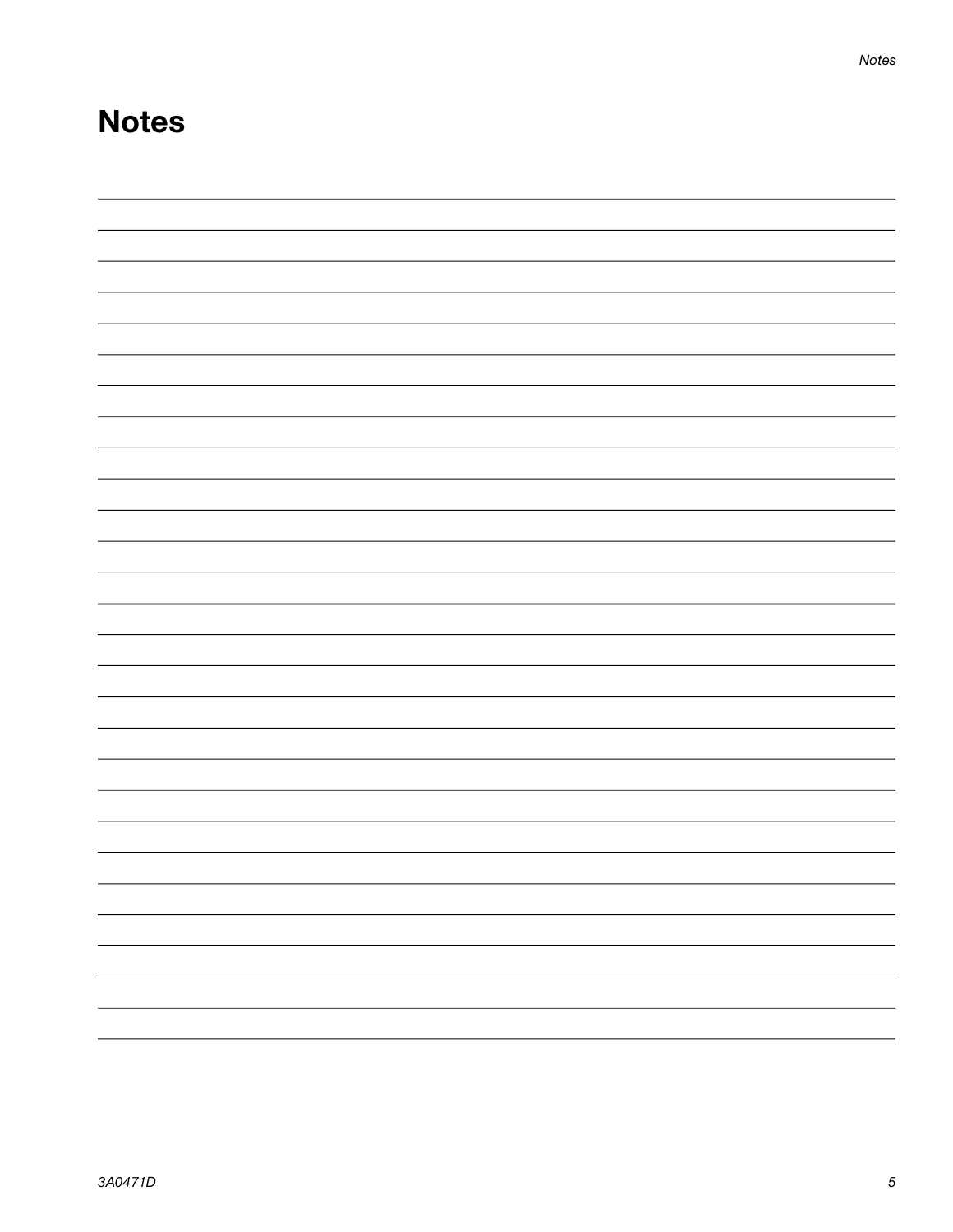# Notes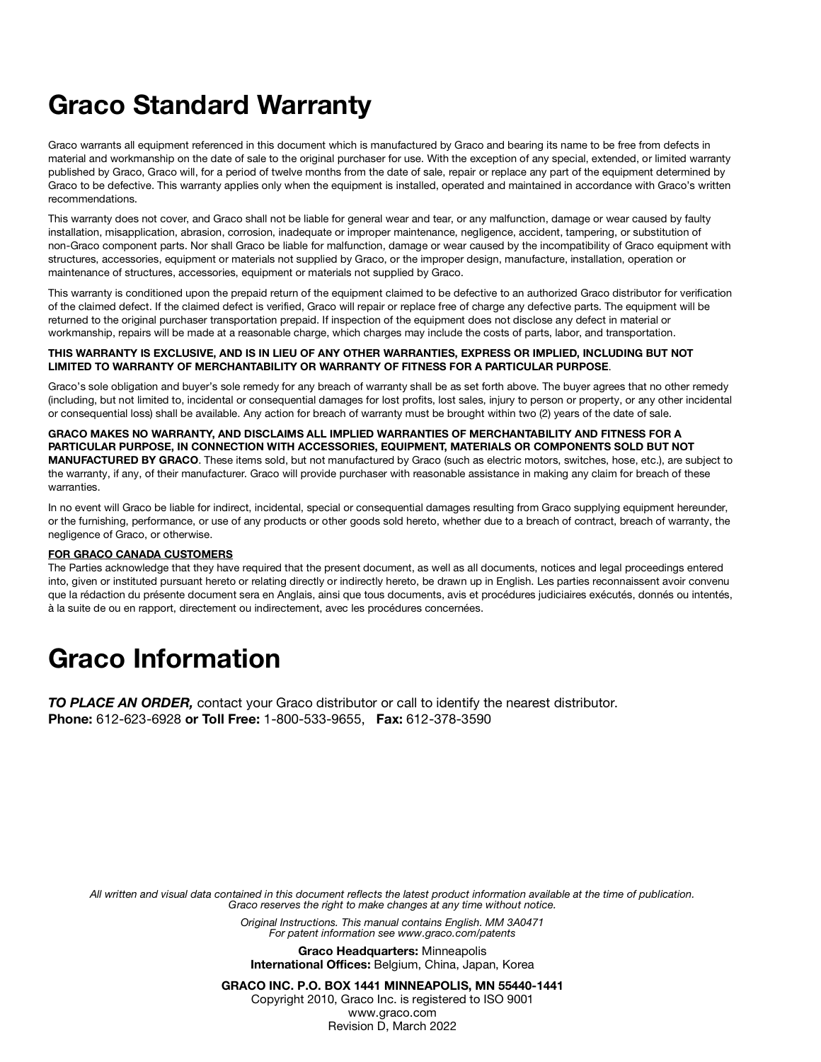# Graco Standard Warranty

Graco warrants all equipment referenced in this document which is manufactured by Graco and bearing its name to be free from defects in material and workmanship on the date of sale to the original purchaser for use. With the exception of any special, extended, or limited warranty published by Graco, Graco will, for a period of twelve months from the date of sale, repair or replace any part of the equipment determined by Graco to be defective. This warranty applies only when the equipment is installed, operated and maintained in accordance with Graco's written recommendations.

This warranty does not cover, and Graco shall not be liable for general wear and tear, or any malfunction, damage or wear caused by faulty installation, misapplication, abrasion, corrosion, inadequate or improper maintenance, negligence, accident, tampering, or substitution of non-Graco component parts. Nor shall Graco be liable for malfunction, damage or wear caused by the incompatibility of Graco equipment with structures, accessories, equipment or materials not supplied by Graco, or the improper design, manufacture, installation, operation or maintenance of structures, accessories, equipment or materials not supplied by Graco.

This warranty is conditioned upon the prepaid return of the equipment claimed to be defective to an authorized Graco distributor for verification of the claimed defect. If the claimed defect is verified, Graco will repair or replace free of charge any defective parts. The equipment will be returned to the original purchaser transportation prepaid. If inspection of the equipment does not disclose any defect in material or workmanship, repairs will be made at a reasonable charge, which charges may include the costs of parts, labor, and transportation.

**THIS WARRANTY IS EXCLUSIVE, AND IS IN LIEU OF ANY OTHER WARRANTIES, EXPRESS OR IMPLIED, INCLUDING BUT NOT LIMITED TO WARRANTY OF MERCHANTABILITY OR WARRANTY OF FITNESS FOR A PARTICULAR PURPOSE**.

Graco's sole obligation and buyer's sole remedy for any breach of warranty shall be as set forth above. The buyer agrees that no other remedy (including, but not limited to, incidental or consequential damages for lost profits, lost sales, injury to person or property, or any other incidental or consequential loss) shall be available. Any action for breach of warranty must be brought within two (2) years of the date of sale.

**GRACO MAKES NO WARRANTY, AND DISCLAIMS ALL IMPLIED WARRANTIES OF MERCHANTABILITY AND FITNESS FOR A PARTICULAR PURPOSE, IN CONNECTION WITH ACCESSORIES, EQUIPMENT, MATERIALS OR COMPONENTS SOLD BUT NOT MANUFACTURED BY GRACO**. These items sold, but not manufactured by Graco (such as electric motors, switches, hose, etc.), are subject to the warranty, if any, of their manufacturer. Graco will provide purchaser with reasonable assistance in making any claim for breach of these warranties.

In no event will Graco be liable for indirect, incidental, special or consequential damages resulting from Graco supplying equipment hereunder, or the furnishing, performance, or use of any products or other goods sold hereto, whether due to a breach of contract, breach of warranty, the negligence of Graco, or otherwise.

**FOR GRACO CANADA CUSTOMERS**

The Parties acknowledge that they have required that the present document, as well as all documents, notices and legal proceedings entered into, given or instituted pursuant hereto or relating directly or indirectly hereto, be drawn up in English. Les parties reconnaissent avoir convenu que la rédaction du présente document sera en Anglais, ainsi que tous documents, avis et procédures judiciaires exécutés, donnés ou intentés, à la suite de ou en rapport, directement ou indirectement, avec les procédures concernées.

# Graco Information

***TO PLACE AN ORDER,*** contact your Graco distributor or call to identify the nearest distributor.
**Phone:** 612-623-6928 **or Toll Free:** 1-800-533-9655, **Fax:** 612-378-3590

*All written and visual data contained in this document reflects the latest product information available at the time of publication. Graco reserves the right to make changes at any time without notice.*

*Original Instructions. This manual contains English. MM 3A0471*
*For patent information see www.graco.com/patents*

**Graco Headquarters:** Minneapolis
**International Offices:** Belgium, China, Japan, Korea

**GRACO INC. P.O. BOX 1441 MINNEAPOLIS, MN 55440-1441**
Copyright 2010, Graco Inc. is registered to ISO 9001
www.graco.com
Revision D, March 2022